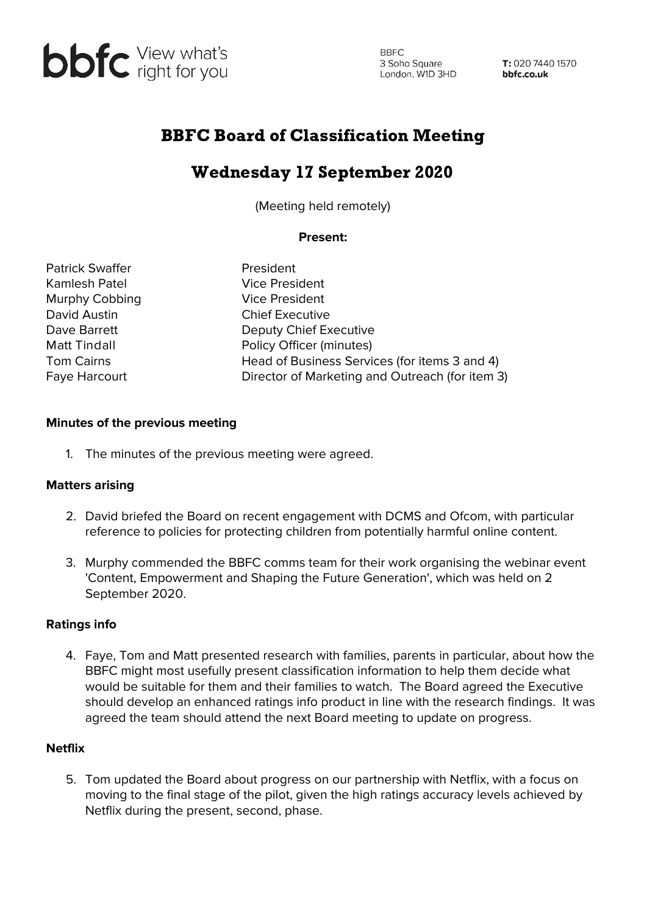bbfc View what's right for you

BBFC
3 Soho Square
London, W1D 3HD

**T:** 020 7440 1570
**bbfc.co.uk**

# BBFC Board of Classification Meeting

## Wednesday 17 September 2020

(Meeting held remotely)

**Present:**

| | |
|---|---|
| Patrick Swaffer | President |
| Kamlesh Patel | Vice President |
| Murphy Cobbing | Vice President |
| David Austin | Chief Executive |
| Dave Barrett | Deputy Chief Executive |
| Matt Tindall | Policy Officer (minutes) |
| Tom Cairns | Head of Business Services (for items 3 and 4) |
| Faye Harcourt | Director of Marketing and Outreach (for item 3) |

**Minutes of the previous meeting**

1. The minutes of the previous meeting were agreed.

**Matters arising**

2. David briefed the Board on recent engagement with DCMS and Ofcom, with particular reference to policies for protecting children from potentially harmful online content.

3. Murphy commended the BBFC comms team for their work organising the webinar event 'Content, Empowerment and Shaping the Future Generation', which was held on 2 September 2020.

**Ratings info**

4. Faye, Tom and Matt presented research with families, parents in particular, about how the BBFC might most usefully present classification information to help them decide what would be suitable for them and their families to watch. The Board agreed the Executive should develop an enhanced ratings info product in line with the research findings. It was agreed the team should attend the next Board meeting to update on progress.

**Netflix**

5. Tom updated the Board about progress on our partnership with Netflix, with a focus on moving to the final stage of the pilot, given the high ratings accuracy levels achieved by Netflix during the present, second, phase.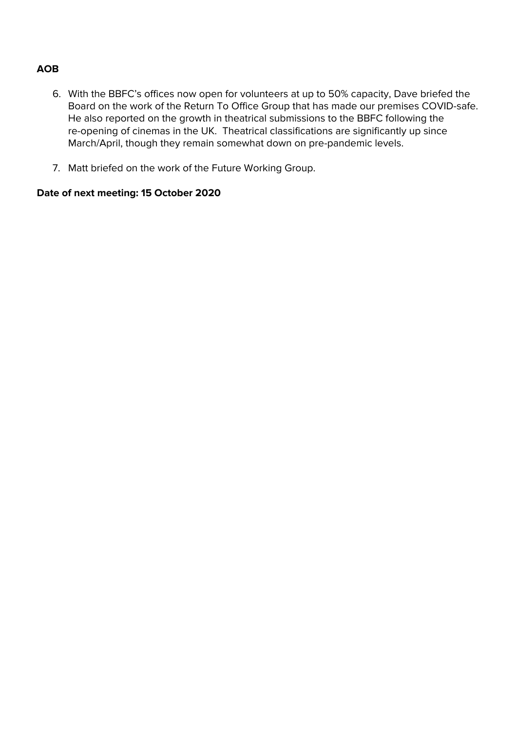**AOB**

6. With the BBFC's offices now open for volunteers at up to 50% capacity, Dave briefed the Board on the work of the Return To Office Group that has made our premises COVID-safe. He also reported on the growth in theatrical submissions to the BBFC following the re-opening of cinemas in the UK. Theatrical classifications are significantly up since March/April, though they remain somewhat down on pre-pandemic levels.

7. Matt briefed on the work of the Future Working Group.

**Date of next meeting: 15 October 2020**